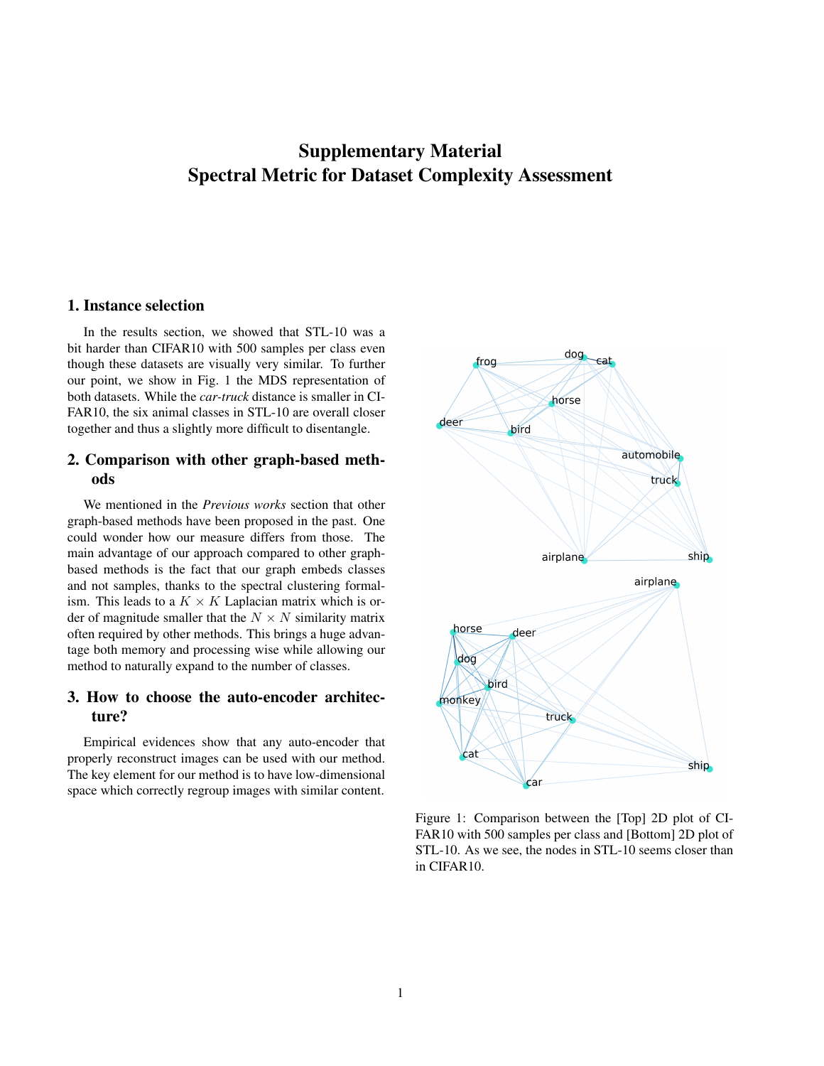# Supplementary Material
# Spectral Metric for Dataset Complexity Assessment

## 1. Instance selection

In the results section, we showed that STL-10 was a bit harder than CIFAR10 with 500 samples per class even though these datasets are visually very similar. To further our point, we show in Fig. 1 the MDS representation of both datasets. While the *car-truck* distance is smaller in CIFAR10, the six animal classes in STL-10 are overall closer together and thus a slightly more difficult to disentangle.

## 2. Comparison with other graph-based methods

We mentioned in the *Previous works* section that other graph-based methods have been proposed in the past. One could wonder how our measure differs from those. The main advantage of our approach compared to other graph-based methods is the fact that our graph embeds classes and not samples, thanks to the spectral clustering formalism. This leads to a $K \times K$ Laplacian matrix which is order of magnitude smaller that the $N \times N$ similarity matrix often required by other methods. This brings a huge advantage both memory and processing wise while allowing our method to naturally expand to the number of classes.

## 3. How to choose the auto-encoder architecture?

Empirical evidences show that any auto-encoder that properly reconstruct images can be used with our method. The key element for our method is to have low-dimensional space which correctly regroup images with similar content.

Figure 1: Comparison between the [Top] 2D plot of CIFAR10 with 500 samples per class and [Bottom] 2D plot of STL-10. As we see, the nodes in STL-10 seems closer than in CIFAR10.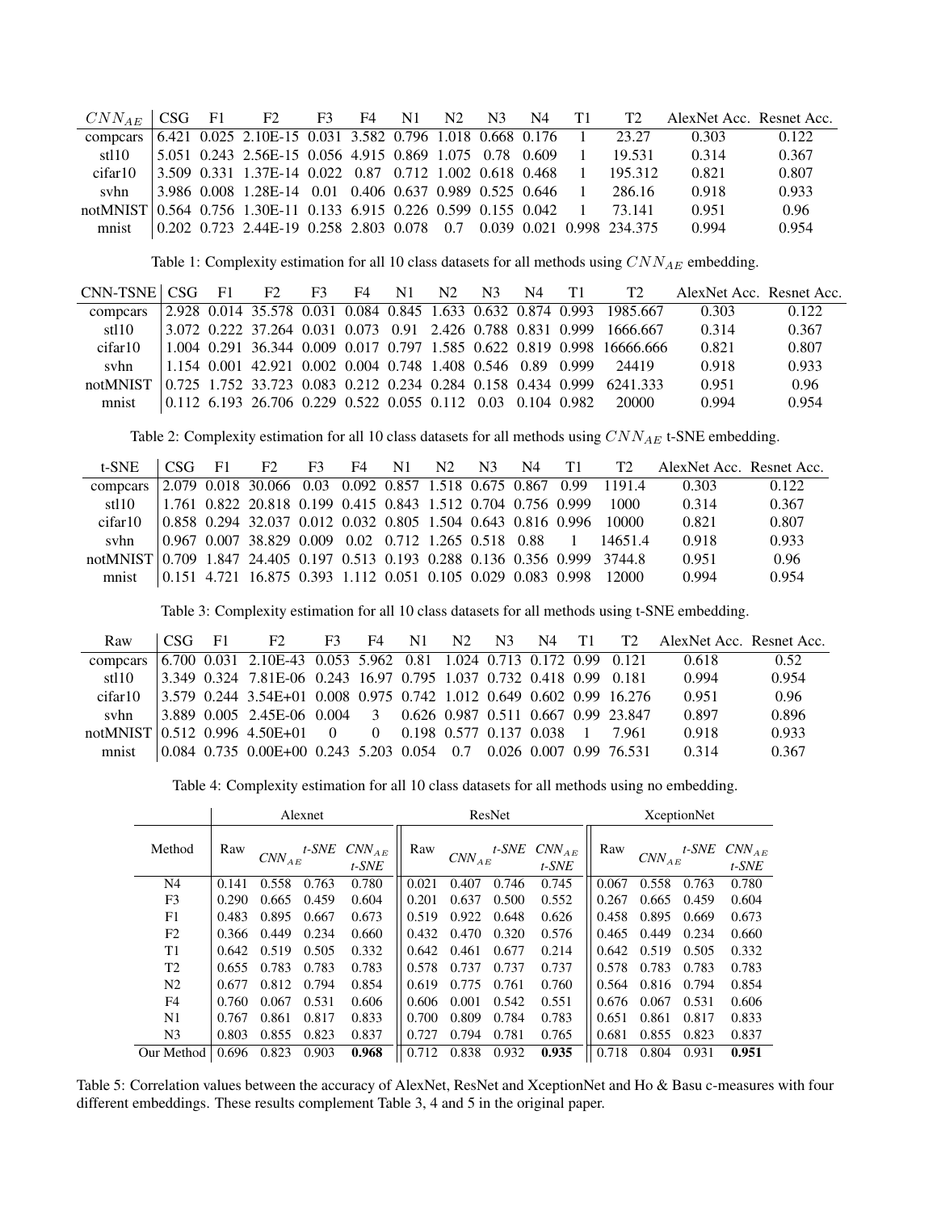| $CNN_{AE}$ | CSG | F1 | F2 | F3 | F4 | N1 | N2 | N3 | N4 | T1 | T2 | AlexNet Acc. | Resnet Acc. |
|---|---|---|---|---|---|---|---|---|---|---|---|---|---|
| compcars | 6.421 | 0.025 | 2.10E-15 | 0.031 | 3.582 | 0.796 | 1.018 | 0.668 | 0.176 | 1 | 23.27 | 0.303 | 0.122 |
| stl10 | 5.051 | 0.243 | 2.56E-15 | 0.056 | 4.915 | 0.869 | 1.075 | 0.78 | 0.609 | 1 | 19.531 | 0.314 | 0.367 |
| cifar10 | 3.509 | 0.331 | 1.37E-14 | 0.022 | 0.87 | 0.712 | 1.002 | 0.618 | 0.468 | 1 | 195.312 | 0.821 | 0.807 |
| svhn | 3.986 | 0.008 | 1.28E-14 | 0.01 | 0.406 | 0.637 | 0.989 | 0.525 | 0.646 | 1 | 286.16 | 0.918 | 0.933 |
| notMNIST | 0.564 | 0.756 | 1.30E-11 | 0.133 | 6.915 | 0.226 | 0.599 | 0.155 | 0.042 | 1 | 73.141 | 0.951 | 0.96 |
| mnist | 0.202 | 0.723 | 2.44E-19 | 0.258 | 2.803 | 0.078 | 0.7 | 0.039 | 0.021 | 0.998 | 234.375 | 0.994 | 0.954 |

Table 1: Complexity estimation for all 10 class datasets for all methods using $CNN_{AE}$ embedding.

| CNN-TSNE | CSG | F1 | F2 | F3 | F4 | N1 | N2 | N3 | N4 | T1 | T2 | AlexNet Acc. | Resnet Acc. |
|---|---|---|---|---|---|---|---|---|---|---|---|---|---|
| compcars | 2.928 | 0.014 | 35.578 | 0.031 | 0.084 | 0.845 | 1.633 | 0.632 | 0.874 | 0.993 | 1985.667 | 0.303 | 0.122 |
| stl10 | 3.072 | 0.222 | 37.264 | 0.031 | 0.073 | 0.91 | 2.426 | 0.788 | 0.831 | 0.999 | 1666.667 | 0.314 | 0.367 |
| cifar10 | 1.004 | 0.291 | 36.344 | 0.009 | 0.017 | 0.797 | 1.585 | 0.622 | 0.819 | 0.998 | 16666.666 | 0.821 | 0.807 |
| svhn | 1.154 | 0.001 | 42.921 | 0.002 | 0.004 | 0.748 | 1.408 | 0.546 | 0.89 | 0.999 | 24419 | 0.918 | 0.933 |
| notMNIST | 0.725 | 1.752 | 33.723 | 0.083 | 0.212 | 0.234 | 0.284 | 0.158 | 0.434 | 0.999 | 6241.333 | 0.951 | 0.96 |
| mnist | 0.112 | 6.193 | 26.706 | 0.229 | 0.522 | 0.055 | 0.112 | 0.03 | 0.104 | 0.982 | 20000 | 0.994 | 0.954 |

Table 2: Complexity estimation for all 10 class datasets for all methods using $CNN_{AE}$ t-SNE embedding.

| t-SNE | CSG | F1 | F2 | F3 | F4 | N1 | N2 | N3 | N4 | T1 | T2 | AlexNet Acc. | Resnet Acc. |
|---|---|---|---|---|---|---|---|---|---|---|---|---|---|
| compcars | 2.079 | 0.018 | 30.066 | 0.03 | 0.092 | 0.857 | 1.518 | 0.675 | 0.867 | 0.99 | 1191.4 | 0.303 | 0.122 |
| stl10 | 1.761 | 0.822 | 20.818 | 0.199 | 0.415 | 0.843 | 1.512 | 0.704 | 0.756 | 0.999 | 1000 | 0.314 | 0.367 |
| cifar10 | 0.858 | 0.294 | 32.037 | 0.012 | 0.032 | 0.805 | 1.504 | 0.643 | 0.816 | 0.996 | 10000 | 0.821 | 0.807 |
| svhn | 0.967 | 0.007 | 38.829 | 0.009 | 0.02 | 0.712 | 1.265 | 0.518 | 0.88 | 1 | 14651.4 | 0.918 | 0.933 |
| notMNIST | 0.709 | 1.847 | 24.405 | 0.197 | 0.513 | 0.193 | 0.288 | 0.136 | 0.356 | 0.999 | 3744.8 | 0.951 | 0.96 |
| mnist | 0.151 | 4.721 | 16.875 | 0.393 | 1.112 | 0.051 | 0.105 | 0.029 | 0.083 | 0.998 | 12000 | 0.994 | 0.954 |

Table 3: Complexity estimation for all 10 class datasets for all methods using t-SNE embedding.

| Raw | CSG | F1 | F2 | F3 | F4 | N1 | N2 | N3 | N4 | T1 | T2 | AlexNet Acc. | Resnet Acc. |
|---|---|---|---|---|---|---|---|---|---|---|---|---|---|
| compcars | 6.700 | 0.031 | 2.10E-43 | 0.053 | 5.962 | 0.81 | 1.024 | 0.713 | 0.172 | 0.99 | 0.121 | 0.618 | 0.52 |
| stl10 | 3.349 | 0.324 | 7.81E-06 | 0.243 | 16.97 | 0.795 | 1.037 | 0.732 | 0.418 | 0.99 | 0.181 | 0.994 | 0.954 |
| cifar10 | 3.579 | 0.244 | 3.54E+01 | 0.008 | 0.975 | 0.742 | 1.012 | 0.649 | 0.602 | 0.99 | 16.276 | 0.951 | 0.96 |
| svhn | 3.889 | 0.005 | 2.45E-06 | 0.004 | 3 | 0.626 | 0.987 | 0.511 | 0.667 | 0.99 | 23.847 | 0.897 | 0.896 |
| notMNIST | 0.512 | 0.996 | 4.50E+01 | 0 | 0 | 0.198 | 0.577 | 0.137 | 0.038 | 1 | 7.961 | 0.918 | 0.933 |
| mnist | 0.084 | 0.735 | 0.00E+00 | 0.243 | 5.203 | 0.054 | 0.7 | 0.026 | 0.007 | 0.99 | 76.531 | 0.314 | 0.367 |

Table 4: Complexity estimation for all 10 class datasets for all methods using no embedding.

| | Alexnet | | | | ResNet | | | | XceptionNet | | | |
|---|---|---|---|---|---|---|---|---|---|---|---|---|
| Method | Raw | $CNN_{AE}$ | *t-SNE* | $CNN_{AE}$ *t-SNE* | Raw | $CNN_{AE}$ | *t-SNE* | $CNN_{AE}$ *t-SNE* | Raw | $CNN_{AE}$ | *t-SNE* | $CNN_{AE}$ *t-SNE* |
| N4 | 0.141 | 0.558 | 0.763 | 0.780 | 0.021 | 0.407 | 0.746 | 0.745 | 0.067 | 0.558 | 0.763 | 0.780 |
| F3 | 0.290 | 0.665 | 0.459 | 0.604 | 0.201 | 0.637 | 0.500 | 0.552 | 0.267 | 0.665 | 0.459 | 0.604 |
| F1 | 0.483 | 0.895 | 0.667 | 0.673 | 0.519 | 0.922 | 0.648 | 0.626 | 0.458 | 0.895 | 0.669 | 0.673 |
| F2 | 0.366 | 0.449 | 0.234 | 0.660 | 0.432 | 0.470 | 0.320 | 0.576 | 0.465 | 0.449 | 0.234 | 0.660 |
| T1 | 0.642 | 0.519 | 0.505 | 0.332 | 0.642 | 0.461 | 0.677 | 0.214 | 0.642 | 0.519 | 0.505 | 0.332 |
| T2 | 0.655 | 0.783 | 0.783 | 0.783 | 0.578 | 0.737 | 0.737 | 0.737 | 0.578 | 0.783 | 0.783 | 0.783 |
| N2 | 0.677 | 0.812 | 0.794 | 0.854 | 0.619 | 0.775 | 0.761 | 0.760 | 0.564 | 0.816 | 0.794 | 0.854 |
| F4 | 0.760 | 0.067 | 0.531 | 0.606 | 0.606 | 0.001 | 0.542 | 0.551 | 0.676 | 0.067 | 0.531 | 0.606 |
| N1 | 0.767 | 0.861 | 0.817 | 0.833 | 0.700 | 0.809 | 0.784 | 0.783 | 0.651 | 0.861 | 0.817 | 0.833 |
| N3 | 0.803 | 0.855 | 0.823 | 0.837 | 0.727 | 0.794 | 0.781 | 0.765 | 0.681 | 0.855 | 0.823 | 0.837 |
| Our Method | 0.696 | 0.823 | 0.903 | **0.968** | 0.712 | 0.838 | 0.932 | **0.935** | 0.718 | 0.804 | 0.931 | **0.951** |

Table 5: Correlation values between the accuracy of AlexNet, ResNet and XceptionNet and Ho & Basu c-measures with four different embeddings. These results complement Table 3, 4 and 5 in the original paper.